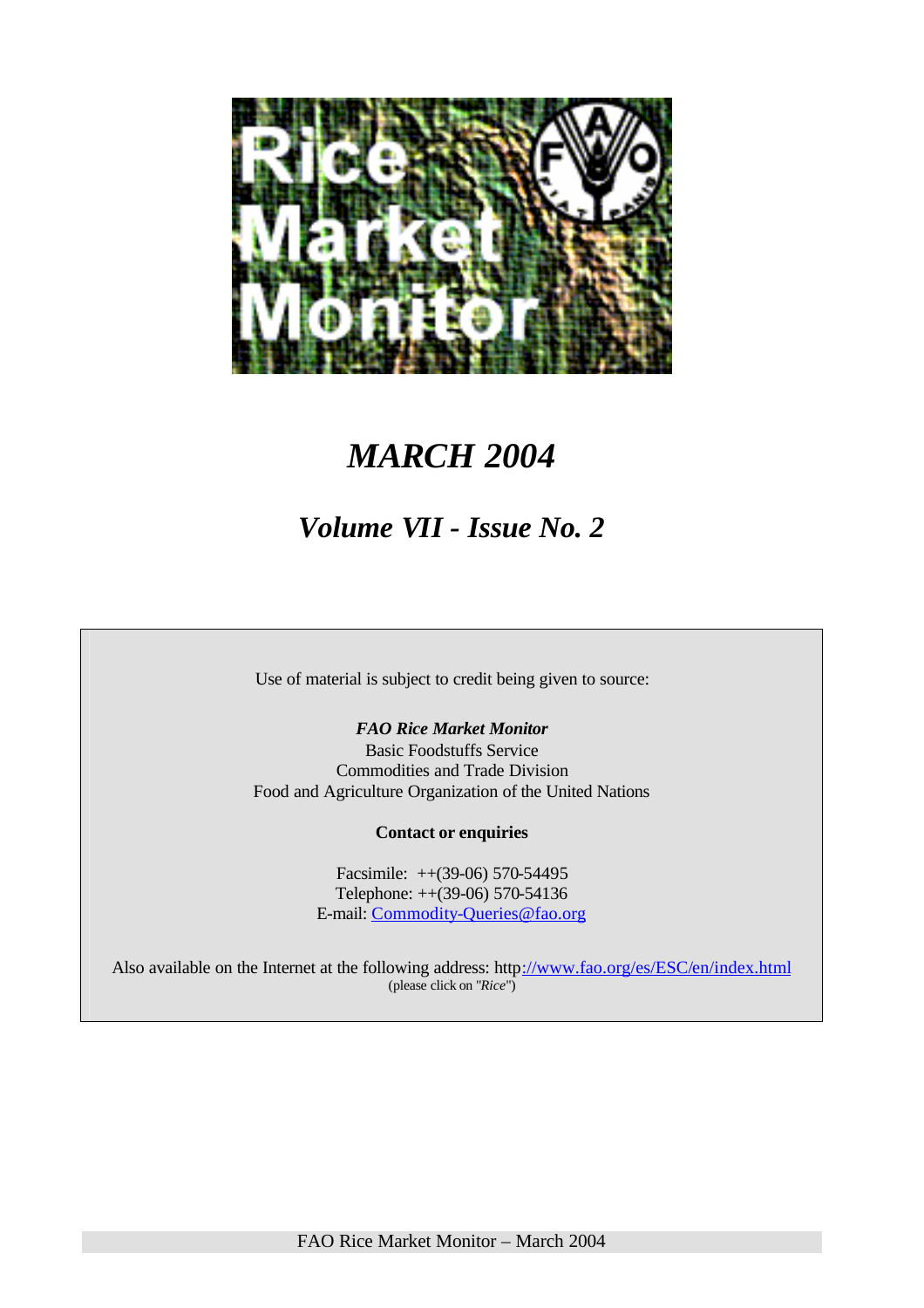# Rice Market Monitor

# *MARCH 2004*

## *Volume VII - Issue No. 2*

Use of material is subject to credit being given to source:

***FAO Rice Market Monitor***
Basic Foodstuffs Service
Commodities and Trade Division
Food and Agriculture Organization of the United Nations

**Contact or enquiries**

Facsimile: ++(39-06) 570-54495
Telephone: ++(39-06) 570-54136
E-mail: Commodity-Queries@fao.org

Also available on the Internet at the following address: http://www.fao.org/es/ESC/en/index.html
(please click on "*Rice*")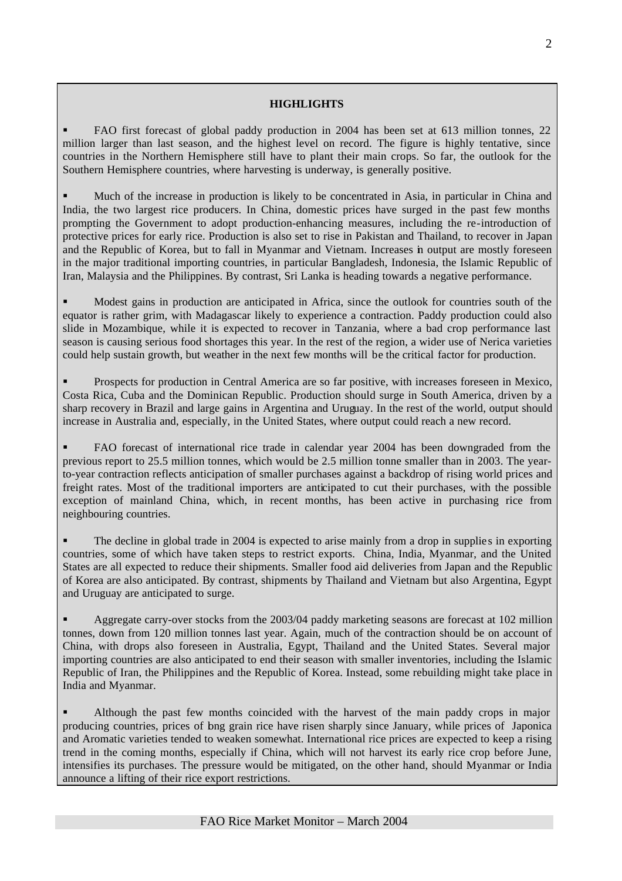## HIGHLIGHTS

- FAO first forecast of global paddy production in 2004 has been set at 613 million tonnes, 22 million larger than last season, and the highest level on record. The figure is highly tentative, since countries in the Northern Hemisphere still have to plant their main crops. So far, the outlook for the Southern Hemisphere countries, where harvesting is underway, is generally positive.

- Much of the increase in production is likely to be concentrated in Asia, in particular in China and India, the two largest rice producers. In China, domestic prices have surged in the past few months prompting the Government to adopt production-enhancing measures, including the re-introduction of protective prices for early rice. Production is also set to rise in Pakistan and Thailand, to recover in Japan and the Republic of Korea, but to fall in Myanmar and Vietnam. Increases in output are mostly foreseen in the major traditional importing countries, in particular Bangladesh, Indonesia, the Islamic Republic of Iran, Malaysia and the Philippines. By contrast, Sri Lanka is heading towards a negative performance.

- Modest gains in production are anticipated in Africa, since the outlook for countries south of the equator is rather grim, with Madagascar likely to experience a contraction. Paddy production could also slide in Mozambique, while it is expected to recover in Tanzania, where a bad crop performance last season is causing serious food shortages this year. In the rest of the region, a wider use of Nerica varieties could help sustain growth, but weather in the next few months will be the critical factor for production.

- Prospects for production in Central America are so far positive, with increases foreseen in Mexico, Costa Rica, Cuba and the Dominican Republic. Production should surge in South America, driven by a sharp recovery in Brazil and large gains in Argentina and Uruguay. In the rest of the world, output should increase in Australia and, especially, in the United States, where output could reach a new record.

- FAO forecast of international rice trade in calendar year 2004 has been downgraded from the previous report to 25.5 million tonnes, which would be 2.5 million tonne smaller than in 2003. The year-to-year contraction reflects anticipation of smaller purchases against a backdrop of rising world prices and freight rates. Most of the traditional importers are anticipated to cut their purchases, with the possible exception of mainland China, which, in recent months, has been active in purchasing rice from neighbouring countries.

- The decline in global trade in 2004 is expected to arise mainly from a drop in supplies in exporting countries, some of which have taken steps to restrict exports. China, India, Myanmar, and the United States are all expected to reduce their shipments. Smaller food aid deliveries from Japan and the Republic of Korea are also anticipated. By contrast, shipments by Thailand and Vietnam but also Argentina, Egypt and Uruguay are anticipated to surge.

- Aggregate carry-over stocks from the 2003/04 paddy marketing seasons are forecast at 102 million tonnes, down from 120 million tonnes last year. Again, much of the contraction should be on account of China, with drops also foreseen in Australia, Egypt, Thailand and the United States. Several major importing countries are also anticipated to end their season with smaller inventories, including the Islamic Republic of Iran, the Philippines and the Republic of Korea. Instead, some rebuilding might take place in India and Myanmar.

- Although the past few months coincided with the harvest of the main paddy crops in major producing countries, prices of long grain rice have risen sharply since January, while prices of Japonica and Aromatic varieties tended to weaken somewhat. International rice prices are expected to keep a rising trend in the coming months, especially if China, which will not harvest its early rice crop before June, intensifies its purchases. The pressure would be mitigated, on the other hand, should Myanmar or India announce a lifting of their rice export restrictions.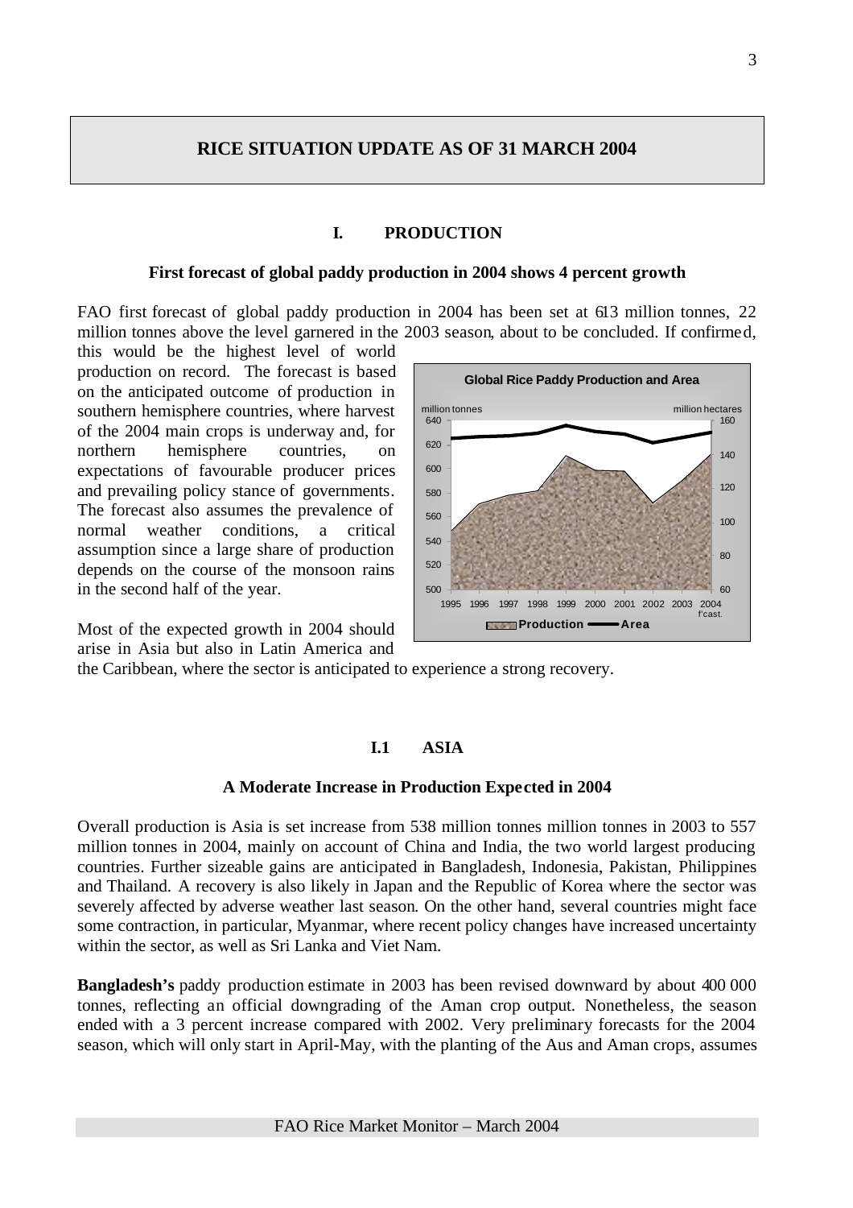## RICE SITUATION UPDATE AS OF 31 MARCH 2004

### I. PRODUCTION

**First forecast of global paddy production in 2004 shows 4 percent growth**

FAO first forecast of global paddy production in 2004 has been set at 613 million tonnes, 22 million tonnes above the level garnered in the 2003 season, about to be concluded. If confirmed, this would be the highest level of world production on record. The forecast is based on the anticipated outcome of production in southern hemisphere countries, where harvest of the 2004 main crops is underway and, for northern hemisphere countries, on expectations of favourable producer prices and prevailing policy stance of governments. The forecast also assumes the prevalence of normal weather conditions, a critical assumption since a large share of production depends on the course of the monsoon rains in the second half of the year.

Most of the expected growth in 2004 should arise in Asia but also in Latin America and the Caribbean, where the sector is anticipated to experience a strong recovery.

### I.1 ASIA

**A Moderate Increase in Production Expected in 2004**

Overall production is Asia is set increase from 538 million tonnes million tonnes in 2003 to 557 million tonnes in 2004, mainly on account of China and India, the two world largest producing countries. Further sizeable gains are anticipated in Bangladesh, Indonesia, Pakistan, Philippines and Thailand. A recovery is also likely in Japan and the Republic of Korea where the sector was severely affected by adverse weather last season. On the other hand, several countries might face some contraction, in particular, Myanmar, where recent policy changes have increased uncertainty within the sector, as well as Sri Lanka and Viet Nam.

**Bangladesh's** paddy production estimate in 2003 has been revised downward by about 400 000 tonnes, reflecting an official downgrading of the Aman crop output. Nonetheless, the season ended with a 3 percent increase compared with 2002. Very preliminary forecasts for the 2004 season, which will only start in April-May, with the planting of the Aus and Aman crops, assumes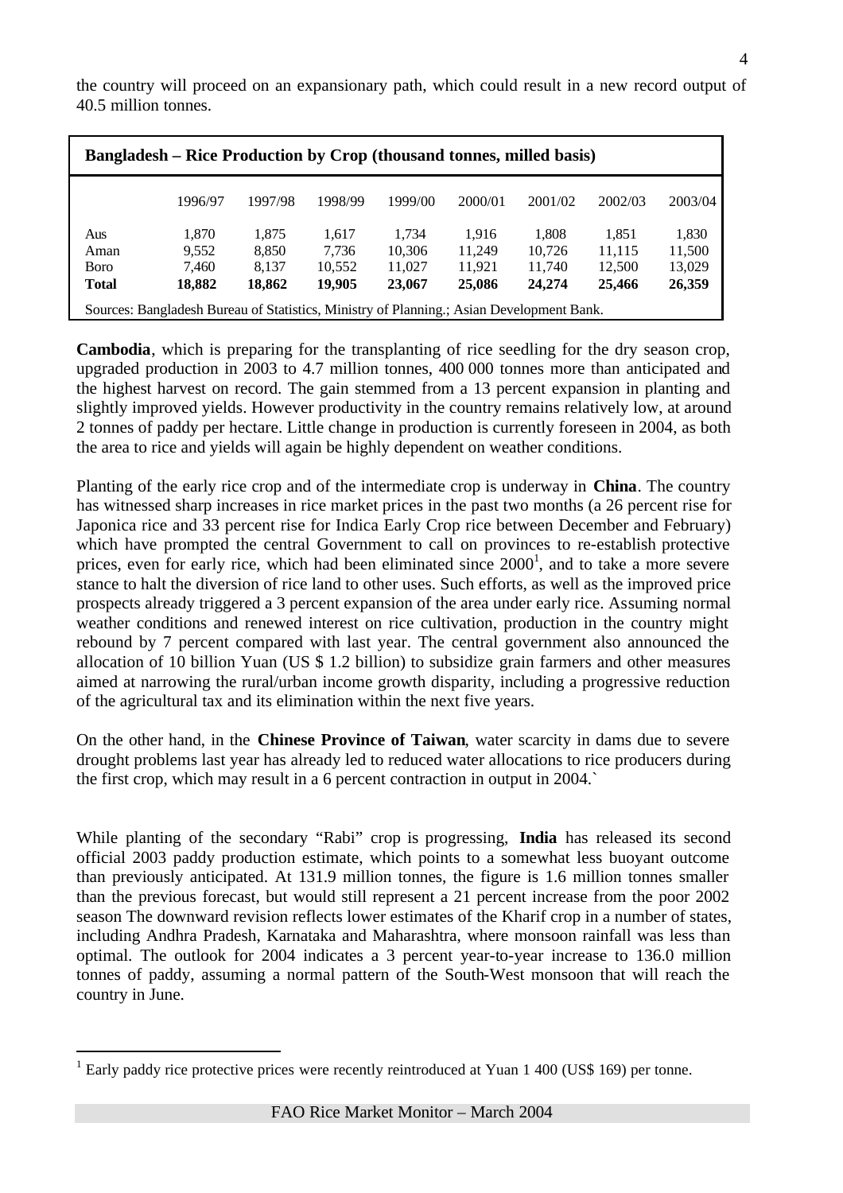the country will proceed on an expansionary path, which could result in a new record output of 40.5 million tonnes.

**Bangladesh – Rice Production by Crop (thousand tonnes, milled basis)**

| | 1996/97 | 1997/98 | 1998/99 | 1999/00 | 2000/01 | 2001/02 | 2002/03 | 2003/04 |
|---|---|---|---|---|---|---|---|---|
| Aus | 1,870 | 1,875 | 1,617 | 1,734 | 1,916 | 1,808 | 1,851 | 1,830 |
| Aman | 9,552 | 8,850 | 7,736 | 10,306 | 11,249 | 10,726 | 11,115 | 11,500 |
| Boro | 7,460 | 8,137 | 10,552 | 11,027 | 11,921 | 11,740 | 12,500 | 13,029 |
| **Total** | **18,882** | **18,862** | **19,905** | **23,067** | **25,086** | **24,274** | **25,466** | **26,359** |

Sources: Bangladesh Bureau of Statistics, Ministry of Planning.; Asian Development Bank.

**Cambodia**, which is preparing for the transplanting of rice seedling for the dry season crop, upgraded production in 2003 to 4.7 million tonnes, 400 000 tonnes more than anticipated and the highest harvest on record. The gain stemmed from a 13 percent expansion in planting and slightly improved yields. However productivity in the country remains relatively low, at around 2 tonnes of paddy per hectare. Little change in production is currently foreseen in 2004, as both the area to rice and yields will again be highly dependent on weather conditions.

Planting of the early rice crop and of the intermediate crop is underway in **China**. The country has witnessed sharp increases in rice market prices in the past two months (a 26 percent rise for Japonica rice and 33 percent rise for Indica Early Crop rice between December and February) which have prompted the central Government to call on provinces to re-establish protective prices, even for early rice, which had been eliminated since 2000[1], and to take a more severe stance to halt the diversion of rice land to other uses. Such efforts, as well as the improved price prospects already triggered a 3 percent expansion of the area under early rice. Assuming normal weather conditions and renewed interest on rice cultivation, production in the country might rebound by 7 percent compared with last year. The central government also announced the allocation of 10 billion Yuan (US $ 1.2 billion) to subsidize grain farmers and other measures aimed at narrowing the rural/urban income growth disparity, including a progressive reduction of the agricultural tax and its elimination within the next five years.

On the other hand, in the **Chinese Province of Taiwan**, water scarcity in dams due to severe drought problems last year has already led to reduced water allocations to rice producers during the first crop, which may result in a 6 percent contraction in output in 2004.`

While planting of the secondary "Rabi" crop is progressing, **India** has released its second official 2003 paddy production estimate, which points to a somewhat less buoyant outcome than previously anticipated. At 131.9 million tonnes, the figure is 1.6 million tonnes smaller than the previous forecast, but would still represent a 21 percent increase from the poor 2002 season The downward revision reflects lower estimates of the Kharif crop in a number of states, including Andhra Pradesh, Karnataka and Maharashtra, where monsoon rainfall was less than optimal. The outlook for 2004 indicates a 3 percent year-to-year increase to 136.0 million tonnes of paddy, assuming a normal pattern of the South-West monsoon that will reach the country in June.

---

[1] Early paddy rice protective prices were recently reintroduced at Yuan 1 400 (US$ 169) per tonne.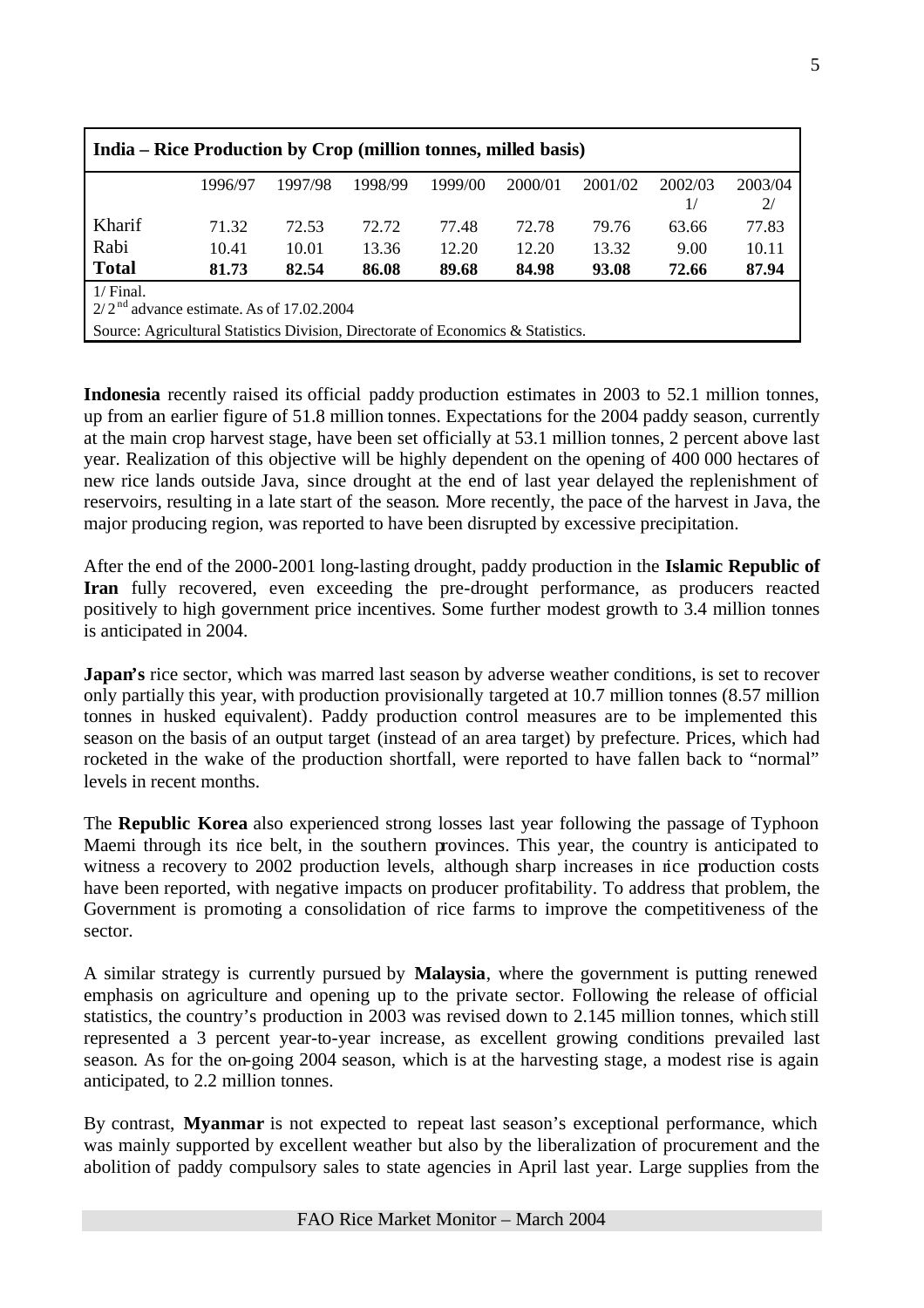**India – Rice Production by Crop (million tonnes, milled basis)**

| | 1996/97 | 1997/98 | 1998/99 | 1999/00 | 2000/01 | 2001/02 | 2002/03 1/ | 2003/04 2/ |
|---|---|---|---|---|---|---|---|---|
| Kharif | 71.32 | 72.53 | 72.72 | 77.48 | 72.78 | 79.76 | 63.66 | 77.83 |
| Rabi | 10.41 | 10.01 | 13.36 | 12.20 | 12.20 | 13.32 | 9.00 | 10.11 |
| **Total** | **81.73** | **82.54** | **86.08** | **89.68** | **84.98** | **93.08** | **72.66** | **87.94** |

1/ Final.
2/ 2[nd] advance estimate. As of 17.02.2004

Source: Agricultural Statistics Division, Directorate of Economics & Statistics.

**Indonesia** recently raised its official paddy production estimates in 2003 to 52.1 million tonnes, up from an earlier figure of 51.8 million tonnes. Expectations for the 2004 paddy season, currently at the main crop harvest stage, have been set officially at 53.1 million tonnes, 2 percent above last year. Realization of this objective will be highly dependent on the opening of 400 000 hectares of new rice lands outside Java, since drought at the end of last year delayed the replenishment of reservoirs, resulting in a late start of the season. More recently, the pace of the harvest in Java, the major producing region, was reported to have been disrupted by excessive precipitation.

After the end of the 2000-2001 long-lasting drought, paddy production in the **Islamic Republic of Iran** fully recovered, even exceeding the pre-drought performance, as producers reacted positively to high government price incentives. Some further modest growth to 3.4 million tonnes is anticipated in 2004.

**Japan's** rice sector, which was marred last season by adverse weather conditions, is set to recover only partially this year, with production provisionally targeted at 10.7 million tonnes (8.57 million tonnes in husked equivalent). Paddy production control measures are to be implemented this season on the basis of an output target (instead of an area target) by prefecture. Prices, which had rocketed in the wake of the production shortfall, were reported to have fallen back to "normal" levels in recent months.

The **Republic Korea** also experienced strong losses last year following the passage of Typhoon Maemi through its rice belt, in the southern provinces. This year, the country is anticipated to witness a recovery to 2002 production levels, although sharp increases in rice production costs have been reported, with negative impacts on producer profitability. To address that problem, the Government is promoting a consolidation of rice farms to improve the competitiveness of the sector.

A similar strategy is currently pursued by **Malaysia**, where the government is putting renewed emphasis on agriculture and opening up to the private sector. Following the release of official statistics, the country's production in 2003 was revised down to 2.145 million tonnes, which still represented a 3 percent year-to-year increase, as excellent growing conditions prevailed last season. As for the on-going 2004 season, which is at the harvesting stage, a modest rise is again anticipated, to 2.2 million tonnes.

By contrast, **Myanmar** is not expected to repeat last season's exceptional performance, which was mainly supported by excellent weather but also by the liberalization of procurement and the abolition of paddy compulsory sales to state agencies in April last year. Large supplies from the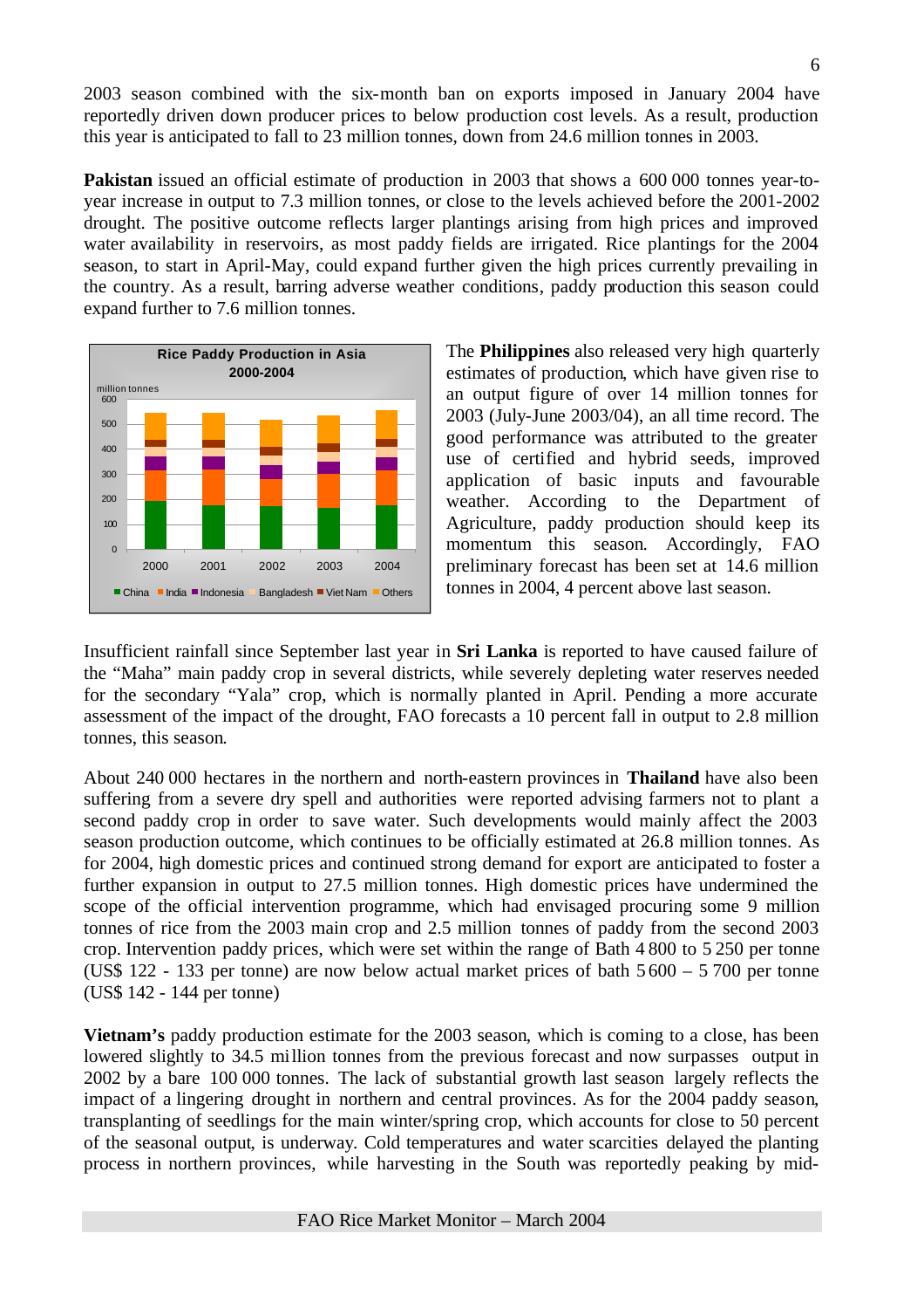2003 season combined with the six-month ban on exports imposed in January 2004 have reportedly driven down producer prices to below production cost levels. As a result, production this year is anticipated to fall to 23 million tonnes, down from 24.6 million tonnes in 2003.

**Pakistan** issued an official estimate of production in 2003 that shows a 600 000 tonnes year-to-year increase in output to 7.3 million tonnes, or close to the levels achieved before the 2001-2002 drought. The positive outcome reflects larger plantings arising from high prices and improved water availability in reservoirs, as most paddy fields are irrigated. Rice plantings for the 2004 season, to start in April-May, could expand further given the high prices currently prevailing in the country. As a result, barring adverse weather conditions, paddy production this season could expand further to 7.6 million tonnes.

Rice Paddy Production in Asia 2000-2004

The **Philippines** also released very high quarterly estimates of production, which have given rise to an output figure of over 14 million tonnes for 2003 (July-June 2003/04), an all time record. The good performance was attributed to the greater use of certified and hybrid seeds, improved application of basic inputs and favourable weather. According to the Department of Agriculture, paddy production should keep its momentum this season. Accordingly, FAO preliminary forecast has been set at 14.6 million tonnes in 2004, 4 percent above last season.

Insufficient rainfall since September last year in **Sri Lanka** is reported to have caused failure of the "Maha" main paddy crop in several districts, while severely depleting water reserves needed for the secondary "Yala" crop, which is normally planted in April. Pending a more accurate assessment of the impact of the drought, FAO forecasts a 10 percent fall in output to 2.8 million tonnes, this season.

About 240 000 hectares in the northern and north-eastern provinces in **Thailand** have also been suffering from a severe dry spell and authorities were reported advising farmers not to plant a second paddy crop in order to save water. Such developments would mainly affect the 2003 season production outcome, which continues to be officially estimated at 26.8 million tonnes. As for 2004, high domestic prices and continued strong demand for export are anticipated to foster a further expansion in output to 27.5 million tonnes. High domestic prices have undermined the scope of the official intervention programme, which had envisaged procuring some 9 million tonnes of rice from the 2003 main crop and 2.5 million tonnes of paddy from the second 2003 crop. Intervention paddy prices, which were set within the range of Bath 4 800 to 5 250 per tonne (US$ 122 - 133 per tonne) are now below actual market prices of bath 5 600 – 5 700 per tonne (US$ 142 - 144 per tonne)

**Vietnam's** paddy production estimate for the 2003 season, which is coming to a close, has been lowered slightly to 34.5 million tonnes from the previous forecast and now surpasses output in 2002 by a bare 100 000 tonnes. The lack of substantial growth last season largely reflects the impact of a lingering drought in northern and central provinces. As for the 2004 paddy season, transplanting of seedlings for the main winter/spring crop, which accounts for close to 50 percent of the seasonal output, is underway. Cold temperatures and water scarcities delayed the planting process in northern provinces, while harvesting in the South was reportedly peaking by mid-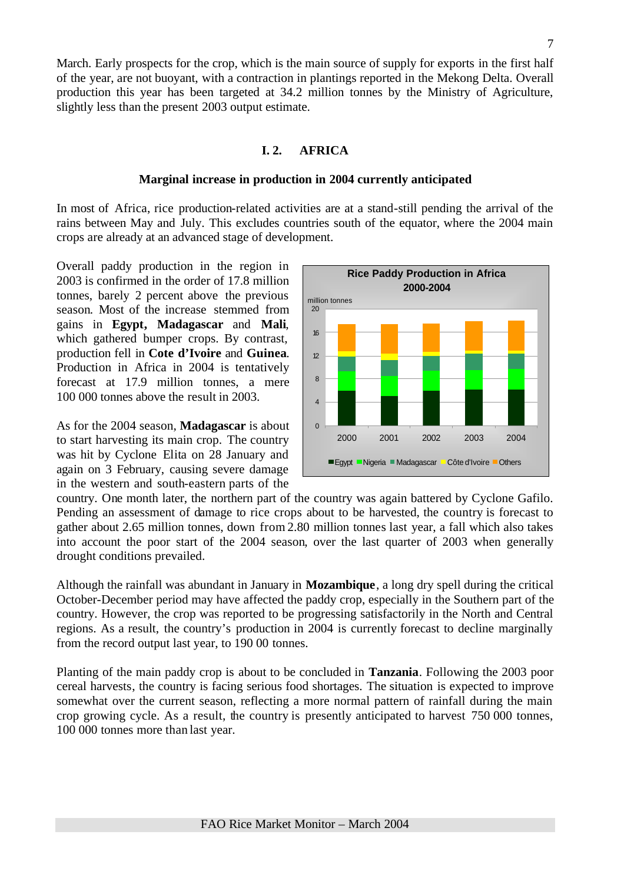March. Early prospects for the crop, which is the main source of supply for exports in the first half of the year, are not buoyant, with a contraction in plantings reported in the Mekong Delta. Overall production this year has been targeted at 34.2 million tonnes by the Ministry of Agriculture, slightly less than the present 2003 output estimate.

## I. 2. AFRICA

### Marginal increase in production in 2004 currently anticipated

In most of Africa, rice production-related activities are at a stand-still pending the arrival of the rains between May and July. This excludes countries south of the equator, where the 2004 main crops are already at an advanced stage of development.

Overall paddy production in the region in 2003 is confirmed in the order of 17.8 million tonnes, barely 2 percent above the previous season. Most of the increase stemmed from gains in **Egypt**, **Madagascar** and **Mali**, which gathered bumper crops. By contrast, production fell in **Cote d'Ivoire** and **Guinea**. Production in Africa in 2004 is tentatively forecast at 17.9 million tonnes, a mere 100 000 tonnes above the result in 2003.

As for the 2004 season, **Madagascar** is about to start harvesting its main crop. The country was hit by Cyclone Elita on 28 January and again on 3 February, causing severe damage in the western and south-eastern parts of the country. One month later, the northern part of the country was again battered by Cyclone Gafilo. Pending an assessment of damage to rice crops about to be harvested, the country is forecast to gather about 2.65 million tonnes, down from 2.80 million tonnes last year, a fall which also takes into account the poor start of the 2004 season, over the last quarter of 2003 when generally drought conditions prevailed.

Although the rainfall was abundant in January in **Mozambique**, a long dry spell during the critical October-December period may have affected the paddy crop, especially in the Southern part of the country. However, the crop was reported to be progressing satisfactorily in the North and Central regions. As a result, the country's production in 2004 is currently forecast to decline marginally from the record output last year, to 190 00 tonnes.

Planting of the main paddy crop is about to be concluded in **Tanzania**. Following the 2003 poor cereal harvests, the country is facing serious food shortages. The situation is expected to improve somewhat over the current season, reflecting a more normal pattern of rainfall during the main crop growing cycle. As a result, the country is presently anticipated to harvest 750 000 tonnes, 100 000 tonnes more than last year.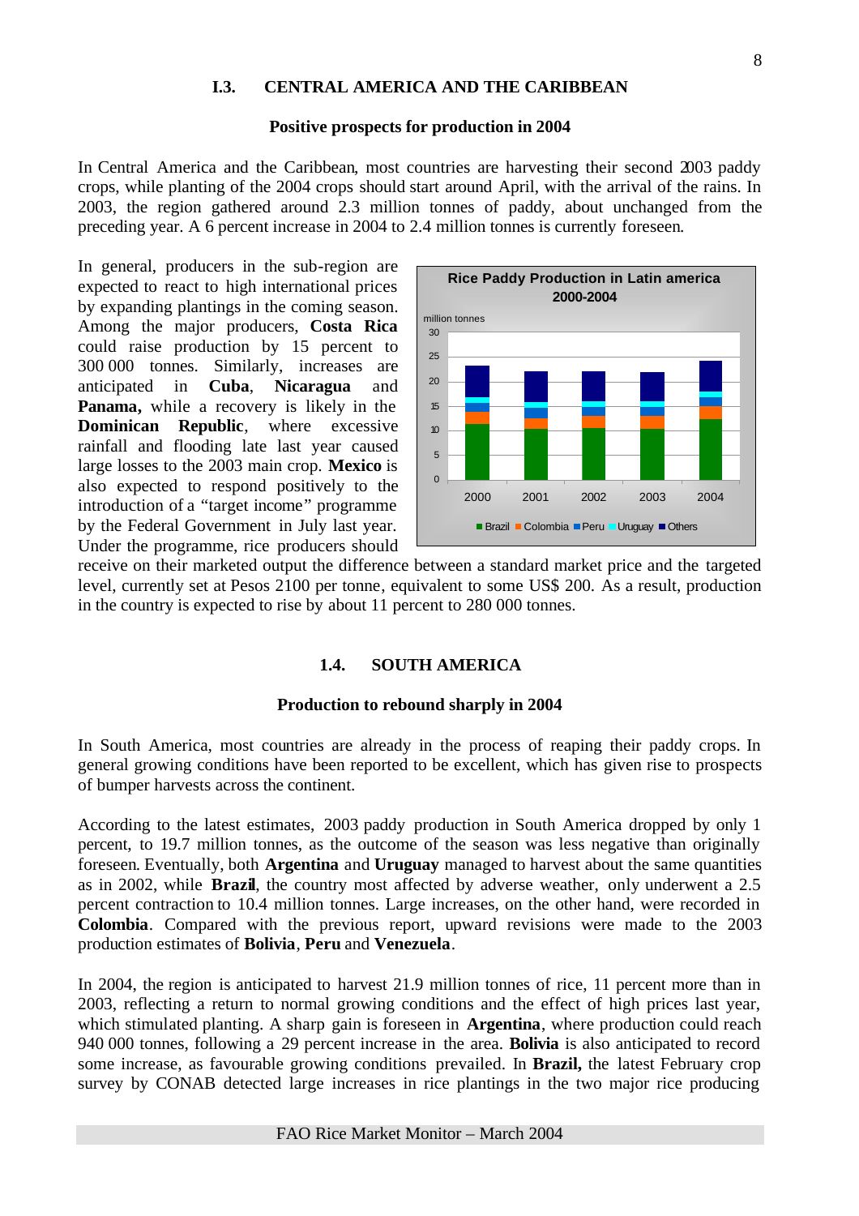## I.3. CENTRAL AMERICA AND THE CARIBBEAN

**Positive prospects for production in 2004**

In Central America and the Caribbean, most countries are harvesting their second 2003 paddy crops, while planting of the 2004 crops should start around April, with the arrival of the rains. In 2003, the region gathered around 2.3 million tonnes of paddy, about unchanged from the preceding year. A 6 percent increase in 2004 to 2.4 million tonnes is currently foreseen.

In general, producers in the sub-region are expected to react to high international prices by expanding plantings in the coming season. Among the major producers, **Costa Rica** could raise production by 15 percent to 300 000 tonnes. Similarly, increases are anticipated in **Cuba**, **Nicaragua** and **Panama,** while a recovery is likely in the **Dominican Republic**, where excessive rainfall and flooding late last year caused large losses to the 2003 main crop. **Mexico** is also expected to respond positively to the introduction of a "target income" programme by the Federal Government in July last year. Under the programme, rice producers should receive on their marketed output the difference between a standard market price and the targeted level, currently set at Pesos 2100 per tonne, equivalent to some US$ 200. As a result, production in the country is expected to rise by about 11 percent to 280 000 tonnes.

**Rice Paddy Production in Latin america 2000-2004**

million tonnes

Legend: Brazil, Colombia, Peru, Uruguay, Others (years 2000–2004)

## 1.4. SOUTH AMERICA

**Production to rebound sharply in 2004**

In South America, most countries are already in the process of reaping their paddy crops. In general growing conditions have been reported to be excellent, which has given rise to prospects of bumper harvests across the continent.

According to the latest estimates, 2003 paddy production in South America dropped by only 1 percent, to 19.7 million tonnes, as the outcome of the season was less negative than originally foreseen. Eventually, both **Argentina** and **Uruguay** managed to harvest about the same quantities as in 2002, while **Brazil**, the country most affected by adverse weather, only underwent a 2.5 percent contraction to 10.4 million tonnes. Large increases, on the other hand, were recorded in **Colombia**. Compared with the previous report, upward revisions were made to the 2003 production estimates of **Bolivia**, **Peru** and **Venezuela**.

In 2004, the region is anticipated to harvest 21.9 million tonnes of rice, 11 percent more than in 2003, reflecting a return to normal growing conditions and the effect of high prices last year, which stimulated planting. A sharp gain is foreseen in **Argentina**, where production could reach 940 000 tonnes, following a 29 percent increase in the area. **Bolivia** is also anticipated to record some increase, as favourable growing conditions prevailed. In **Brazil,** the latest February crop survey by CONAB detected large increases in rice plantings in the two major rice producing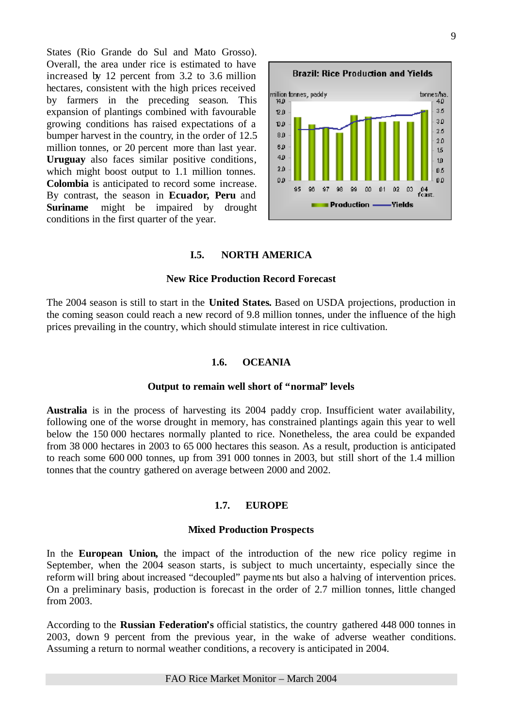States (Rio Grande do Sul and Mato Grosso). Overall, the area under rice is estimated to have increased by 12 percent from 3.2 to 3.6 million hectares, consistent with the high prices received by farmers in the preceding season. This expansion of plantings combined with favourable growing conditions has raised expectations of a bumper harvest in the country, in the order of 12.5 million tonnes, or 20 percent more than last year. **Uruguay** also faces similar positive conditions, which might boost output to 1.1 million tonnes. **Colombia** is anticipated to record some increase. By contrast, the season in **Ecuador, Peru** and **Suriname** might be impaired by drought conditions in the first quarter of the year.

## I.5. NORTH AMERICA

### New Rice Production Record Forecast

The 2004 season is still to start in the **United States.** Based on USDA projections, production in the coming season could reach a new record of 9.8 million tonnes, under the influence of the high prices prevailing in the country, which should stimulate interest in rice cultivation.

## 1.6. OCEANIA

### Output to remain well short of "normal" levels

**Australia** is in the process of harvesting its 2004 paddy crop. Insufficient water availability, following one of the worse drought in memory, has constrained plantings again this year to well below the 150 000 hectares normally planted to rice. Nonetheless, the area could be expanded from 38 000 hectares in 2003 to 65 000 hectares this season. As a result, production is anticipated to reach some 600 000 tonnes, up from 391 000 tonnes in 2003, but still short of the 1.4 million tonnes that the country gathered on average between 2000 and 2002.

## 1.7. EUROPE

### Mixed Production Prospects

In the **European Union,** the impact of the introduction of the new rice policy regime in September, when the 2004 season starts, is subject to much uncertainty, especially since the reform will bring about increased "decoupled" payments but also a halving of intervention prices. On a preliminary basis, production is forecast in the order of 2.7 million tonnes, little changed from 2003.

According to the **Russian Federation's** official statistics, the country gathered 448 000 tonnes in 2003, down 9 percent from the previous year, in the wake of adverse weather conditions. Assuming a return to normal weather conditions, a recovery is anticipated in 2004.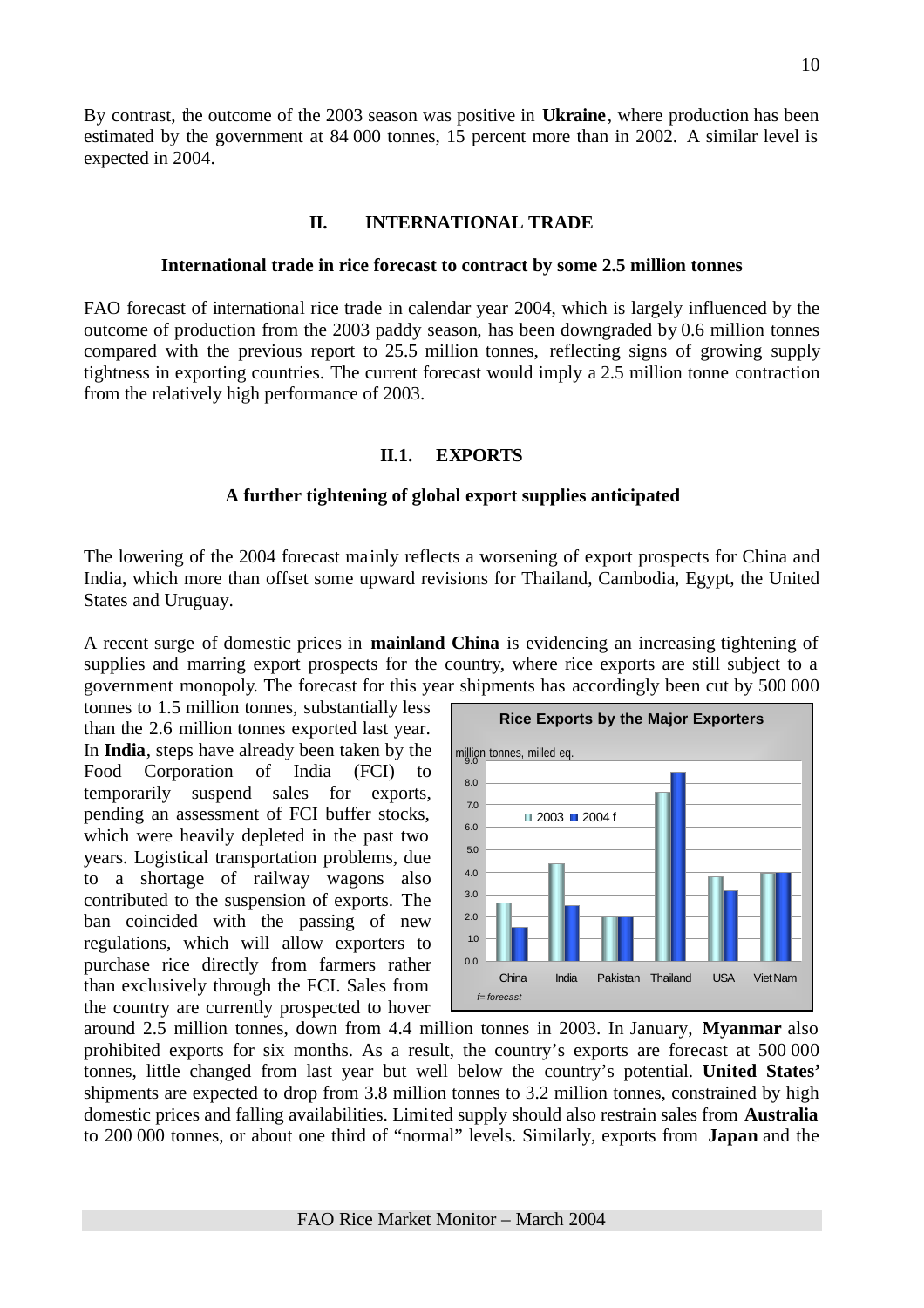By contrast, the outcome of the 2003 season was positive in **Ukraine**, where production has been estimated by the government at 84 000 tonnes, 15 percent more than in 2002. A similar level is expected in 2004.

## II. INTERNATIONAL TRADE

### International trade in rice forecast to contract by some 2.5 million tonnes

FAO forecast of international rice trade in calendar year 2004, which is largely influenced by the outcome of production from the 2003 paddy season, has been downgraded by 0.6 million tonnes compared with the previous report to 25.5 million tonnes, reflecting signs of growing supply tightness in exporting countries. The current forecast would imply a 2.5 million tonne contraction from the relatively high performance of 2003.

## II.1. EXPORTS

### A further tightening of global export supplies anticipated

The lowering of the 2004 forecast mainly reflects a worsening of export prospects for China and India, which more than offset some upward revisions for Thailand, Cambodia, Egypt, the United States and Uruguay.

A recent surge of domestic prices in **mainland China** is evidencing an increasing tightening of supplies and marring export prospects for the country, where rice exports are still subject to a government monopoly. The forecast for this year shipments has accordingly been cut by 500 000 tonnes to 1.5 million tonnes, substantially less than the 2.6 million tonnes exported last year. In **India**, steps have already been taken by the Food Corporation of India (FCI) to temporarily suspend sales for exports, pending an assessment of FCI buffer stocks, which were heavily depleted in the past two years. Logistical transportation problems, due to a shortage of railway wagons also contributed to the suspension of exports. The ban coincided with the passing of new regulations, which will allow exporters to purchase rice directly from farmers rather than exclusively through the FCI. Sales from the country are currently prospected to hover around 2.5 million tonnes, down from 4.4 million tonnes in 2003. In January, **Myanmar** also prohibited exports for six months. As a result, the country's exports are forecast at 500 000 tonnes, little changed from last year but well below the country's potential. **United States'** shipments are expected to drop from 3.8 million tonnes to 3.2 million tonnes, constrained by high domestic prices and falling availabilities. Limited supply should also restrain sales from **Australia** to 200 000 tonnes, or about one third of "normal" levels. Similarly, exports from **Japan** and the

**Rice Exports by the Major Exporters**

million tonnes, milled eq.

| | China | India | Pakistan | Thailand | USA | Viet Nam |
|---|---|---|---|---|---|---|
| 2003 | 2.6 | 4.4 | 2.0 | 7.6 | 3.8 | 4.0 |
| 2004 f | 1.5 | 2.5 | 2.0 | 8.5 | 3.2 | 4.0 |

*f= forecast*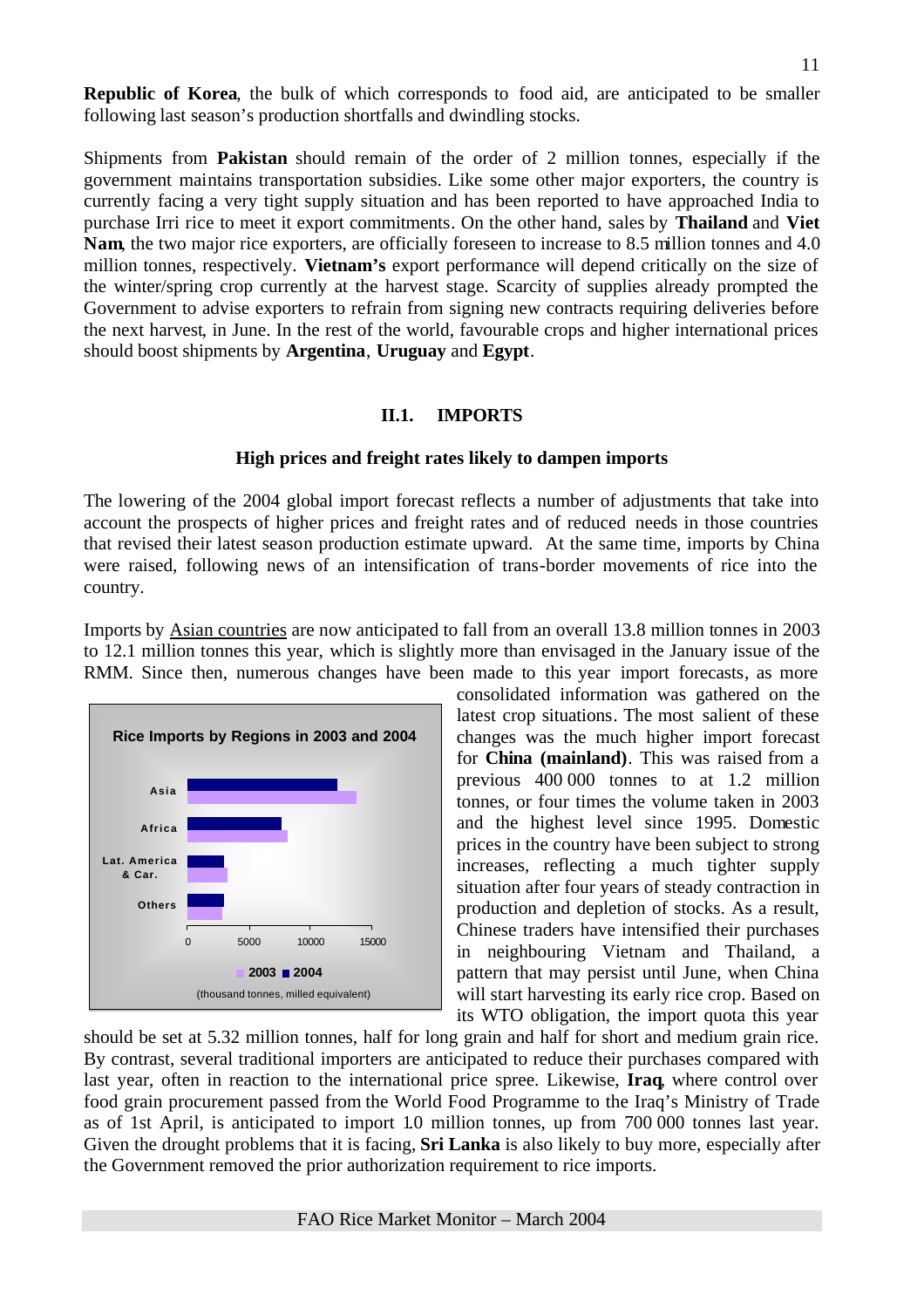**Republic of Korea**, the bulk of which corresponds to food aid, are anticipated to be smaller following last season's production shortfalls and dwindling stocks.

Shipments from **Pakistan** should remain of the order of 2 million tonnes, especially if the government maintains transportation subsidies. Like some other major exporters, the country is currently facing a very tight supply situation and has been reported to have approached India to purchase Irri rice to meet it export commitments. On the other hand, sales by **Thailand** and **Viet Nam**, the two major rice exporters, are officially foreseen to increase to 8.5 million tonnes and 4.0 million tonnes, respectively. **Vietnam's** export performance will depend critically on the size of the winter/spring crop currently at the harvest stage. Scarcity of supplies already prompted the Government to advise exporters to refrain from signing new contracts requiring deliveries before the next harvest, in June. In the rest of the world, favourable crops and higher international prices should boost shipments by **Argentina**, **Uruguay** and **Egypt**.

## II.1. IMPORTS

### High prices and freight rates likely to dampen imports

The lowering of the 2004 global import forecast reflects a number of adjustments that take into account the prospects of higher prices and freight rates and of reduced needs in those countries that revised their latest season production estimate upward. At the same time, imports by China were raised, following news of an intensification of trans-border movements of rice into the country.

Imports by Asian countries are now anticipated to fall from an overall 13.8 million tonnes in 2003 to 12.1 million tonnes this year, which is slightly more than envisaged in the January issue of the RMM. Since then, numerous changes have been made to this year import forecasts, as more consolidated information was gathered on the latest crop situations. The most salient of these changes was the much higher import forecast for **China (mainland)**. This was raised from a previous 400 000 tonnes to at 1.2 million tonnes, or four times the volume taken in 2003 and the highest level since 1995. Domestic prices in the country have been subject to strong increases, reflecting a much tighter supply situation after four years of steady contraction in production and depletion of stocks. As a result, Chinese traders have intensified their purchases in neighbouring Vietnam and Thailand, a pattern that may persist until June, when China will start harvesting its early rice crop. Based on its WTO obligation, the import quota this year should be set at 5.32 million tonnes, half for long grain and half for short and medium grain rice. By contrast, several traditional importers are anticipated to reduce their purchases compared with last year, often in reaction to the international price spree. Likewise, **Iraq**, where control over food grain procurement passed from the World Food Programme to the Iraq's Ministry of Trade as of 1st April, is anticipated to import 1.0 million tonnes, up from 700 000 tonnes last year. Given the drought problems that it is facing, **Sri Lanka** is also likely to buy more, especially after the Government removed the prior authorization requirement to rice imports.

**Rice Imports by Regions in 2003 and 2004**

(thousand tonnes, milled equivalent)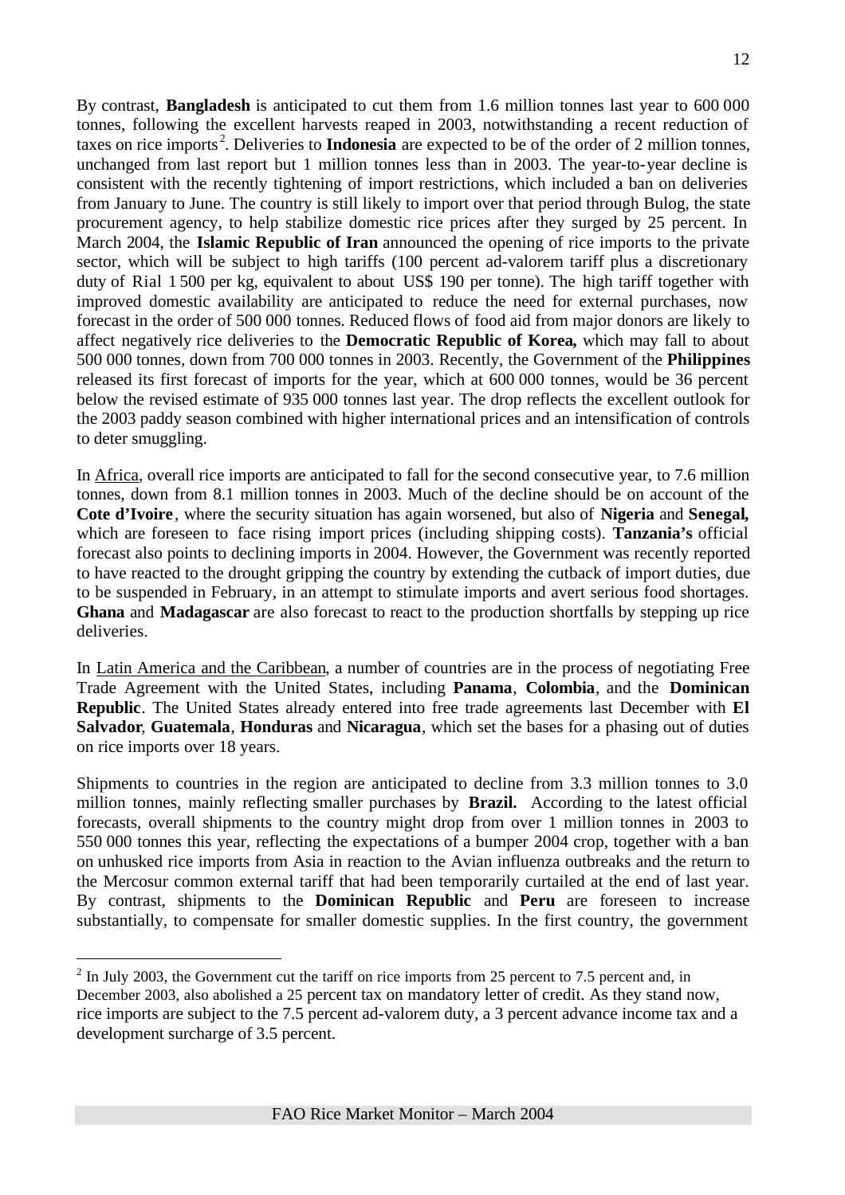By contrast, **Bangladesh** is anticipated to cut them from 1.6 million tonnes last year to 600 000 tonnes, following the excellent harvests reaped in 2003, notwithstanding a recent reduction of taxes on rice imports[2]. Deliveries to **Indonesia** are expected to be of the order of 2 million tonnes, unchanged from last report but 1 million tonnes less than in 2003. The year-to-year decline is consistent with the recently tightening of import restrictions, which included a ban on deliveries from January to June. The country is still likely to import over that period through Bulog, the state procurement agency, to help stabilize domestic rice prices after they surged by 25 percent. In March 2004, the **Islamic Republic of Iran** announced the opening of rice imports to the private sector, which will be subject to high tariffs (100 percent ad-valorem tariff plus a discretionary duty of Rial 1 500 per kg, equivalent to about US$ 190 per tonne). The high tariff together with improved domestic availability are anticipated to reduce the need for external purchases, now forecast in the order of 500 000 tonnes. Reduced flows of food aid from major donors are likely to affect negatively rice deliveries to the **Democratic Republic of Korea,** which may fall to about 500 000 tonnes, down from 700 000 tonnes in 2003. Recently, the Government of the **Philippines** released its first forecast of imports for the year, which at 600 000 tonnes, would be 36 percent below the revised estimate of 935 000 tonnes last year. The drop reflects the excellent outlook for the 2003 paddy season combined with higher international prices and an intensification of controls to deter smuggling.

In Africa, overall rice imports are anticipated to fall for the second consecutive year, to 7.6 million tonnes, down from 8.1 million tonnes in 2003. Much of the decline should be on account of the **Cote d'Ivoire**, where the security situation has again worsened, but also of **Nigeria** and **Senegal,** which are foreseen to face rising import prices (including shipping costs). **Tanzania's** official forecast also points to declining imports in 2004. However, the Government was recently reported to have reacted to the drought gripping the country by extending the cutback of import duties, due to be suspended in February, in an attempt to stimulate imports and avert serious food shortages. **Ghana** and **Madagascar** are also forecast to react to the production shortfalls by stepping up rice deliveries.

In Latin America and the Caribbean, a number of countries are in the process of negotiating Free Trade Agreement with the United States, including **Panama**, **Colombia**, and the **Dominican Republic**. The United States already entered into free trade agreements last December with **El Salvador**, **Guatemala**, **Honduras** and **Nicaragua**, which set the bases for a phasing out of duties on rice imports over 18 years.

Shipments to countries in the region are anticipated to decline from 3.3 million tonnes to 3.0 million tonnes, mainly reflecting smaller purchases by **Brazil.** According to the latest official forecasts, overall shipments to the country might drop from over 1 million tonnes in 2003 to 550 000 tonnes this year, reflecting the expectations of a bumper 2004 crop, together with a ban on unhusked rice imports from Asia in reaction to the Avian influenza outbreaks and the return to the Mercosur common external tariff that had been temporarily curtailed at the end of last year. By contrast, shipments to the **Dominican Republic** and **Peru** are foreseen to increase substantially, to compensate for smaller domestic supplies. In the first country, the government

[2] In July 2003, the Government cut the tariff on rice imports from 25 percent to 7.5 percent and, in December 2003, also abolished a 25 percent tax on mandatory letter of credit. As they stand now, rice imports are subject to the 7.5 percent ad-valorem duty, a 3 percent advance income tax and a development surcharge of 3.5 percent.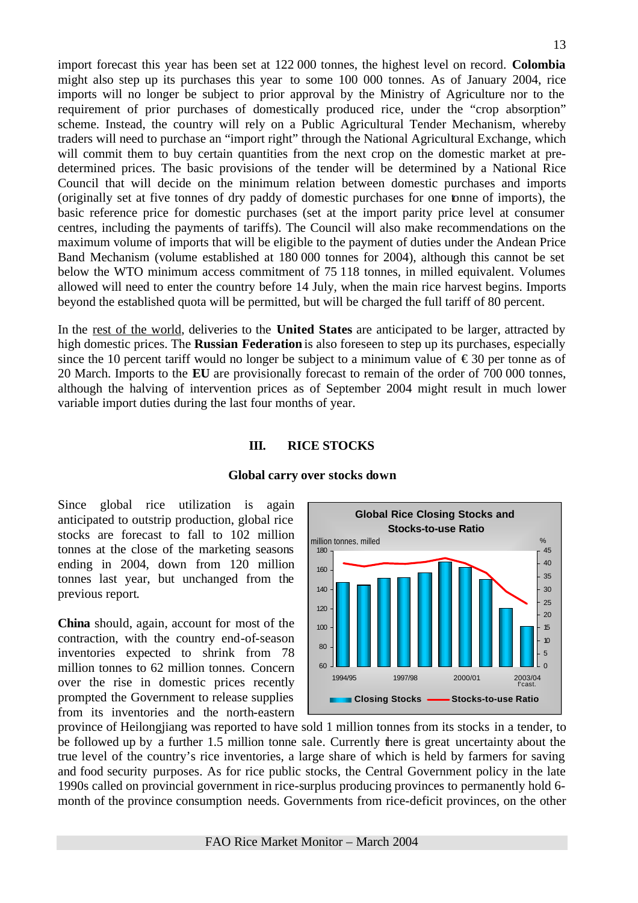import forecast this year has been set at 122 000 tonnes, the highest level on record. **Colombia** might also step up its purchases this year to some 100 000 tonnes. As of January 2004, rice imports will no longer be subject to prior approval by the Ministry of Agriculture nor to the requirement of prior purchases of domestically produced rice, under the "crop absorption" scheme. Instead, the country will rely on a Public Agricultural Tender Mechanism, whereby traders will need to purchase an "import right" through the National Agricultural Exchange, which will commit them to buy certain quantities from the next crop on the domestic market at pre-determined prices. The basic provisions of the tender will be determined by a National Rice Council that will decide on the minimum relation between domestic purchases and imports (originally set at five tonnes of dry paddy of domestic purchases for one tonne of imports), the basic reference price for domestic purchases (set at the import parity price level at consumer centres, including the payments of tariffs). The Council will also make recommendations on the maximum volume of imports that will be eligible to the payment of duties under the Andean Price Band Mechanism (volume established at 180 000 tonnes for 2004), although this cannot be set below the WTO minimum access commitment of 75 118 tonnes, in milled equivalent. Volumes allowed will need to enter the country before 14 July, when the main rice harvest begins. Imports beyond the established quota will be permitted, but will be charged the full tariff of 80 percent.

In the rest of the world, deliveries to the **United States** are anticipated to be larger, attracted by high domestic prices. The **Russian Federation** is also foreseen to step up its purchases, especially since the 10 percent tariff would no longer be subject to a minimum value of € 30 per tonne as of 20 March. Imports to the **EU** are provisionally forecast to remain of the order of 700 000 tonnes, although the halving of intervention prices as of September 2004 might result in much lower variable import duties during the last four months of year.

## III. RICE STOCKS

### Global carry over stocks down

Since global rice utilization is again anticipated to outstrip production, global rice stocks are forecast to fall to 102 million tonnes at the close of the marketing seasons ending in 2004, down from 120 million tonnes last year, but unchanged from the previous report.

**Global Rice Closing Stocks and Stocks-to-use Ratio**

million tonnes, milled (left axis: 60–180); % (right axis: 0–45); x-axis: 1994/95, 1997/98, 2000/01, 2003/04 f'cast.

Legend: Closing Stocks; Stocks-to-use Ratio

**China** should, again, account for most of the contraction, with the country end-of-season inventories expected to shrink from 78 million tonnes to 62 million tonnes. Concern over the rise in domestic prices recently prompted the Government to release supplies from its inventories and the north-eastern province of Heilongjiang was reported to have sold 1 million tonnes from its stocks in a tender, to be followed up by a further 1.5 million tonne sale. Currently there is great uncertainty about the true level of the country's rice inventories, a large share of which is held by farmers for saving and food security purposes. As for rice public stocks, the Central Government policy in the late 1990s called on provincial government in rice-surplus producing provinces to permanently hold 6-month of the province consumption needs. Governments from rice-deficit provinces, on the other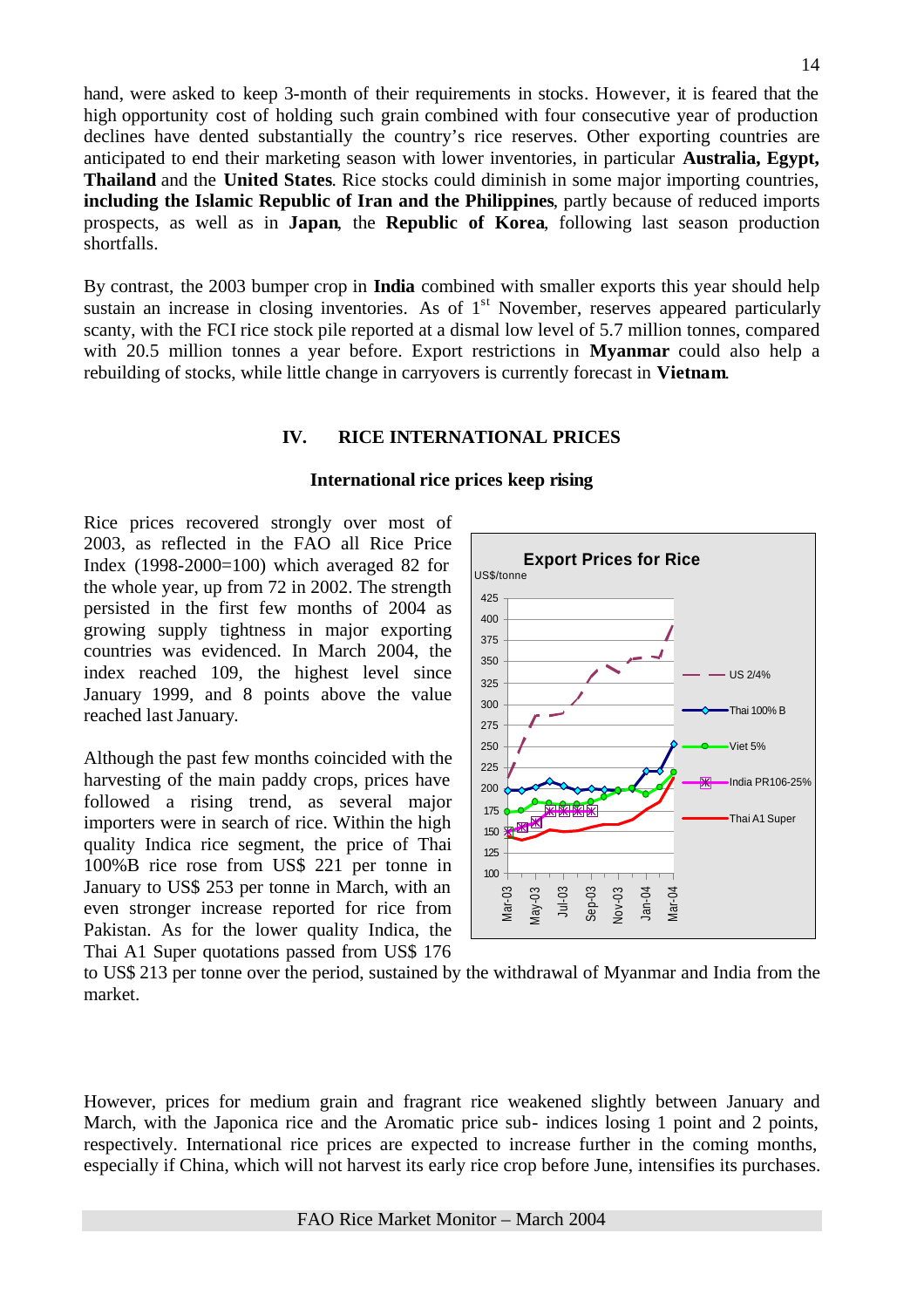hand, were asked to keep 3-month of their requirements in stocks. However, it is feared that the high opportunity cost of holding such grain combined with four consecutive year of production declines have dented substantially the country's rice reserves. Other exporting countries are anticipated to end their marketing season with lower inventories, in particular **Australia, Egypt, Thailand** and the **United States**. Rice stocks could diminish in some major importing countries, **including the Islamic Republic of Iran and the Philippines**, partly because of reduced imports prospects, as well as in **Japan**, the **Republic of Korea**, following last season production shortfalls.

By contrast, the 2003 bumper crop in **India** combined with smaller exports this year should help sustain an increase in closing inventories. As of 1st November, reserves appeared particularly scanty, with the FCI rice stock pile reported at a dismal low level of 5.7 million tonnes, compared with 20.5 million tonnes a year before. Export restrictions in **Myanmar** could also help a rebuilding of stocks, while little change in carryovers is currently forecast in **Vietnam**.

## IV. RICE INTERNATIONAL PRICES

### International rice prices keep rising

Rice prices recovered strongly over most of 2003, as reflected in the FAO all Rice Price Index (1998-2000=100) which averaged 82 for the whole year, up from 72 in 2002. The strength persisted in the first few months of 2004 as growing supply tightness in major exporting countries was evidenced. In March 2004, the index reached 109, the highest level since January 1999, and 8 points above the value reached last January.

Although the past few months coincided with the harvesting of the main paddy crops, prices have followed a rising trend, as several major importers were in search of rice. Within the high quality Indica rice segment, the price of Thai 100%B rice rose from US$ 221 per tonne in January to US$ 253 per tonne in March, with an even stronger increase reported for rice from Pakistan. As for the lower quality Indica, the Thai A1 Super quotations passed from US$ 176 to US$ 213 per tonne over the period, sustained by the withdrawal of Myanmar and India from the market.

However, prices for medium grain and fragrant rice weakened slightly between January and March, with the Japonica rice and the Aromatic price sub- indices losing 1 point and 2 points, respectively. International rice prices are expected to increase further in the coming months, especially if China, which will not harvest its early rice crop before June, intensifies its purchases.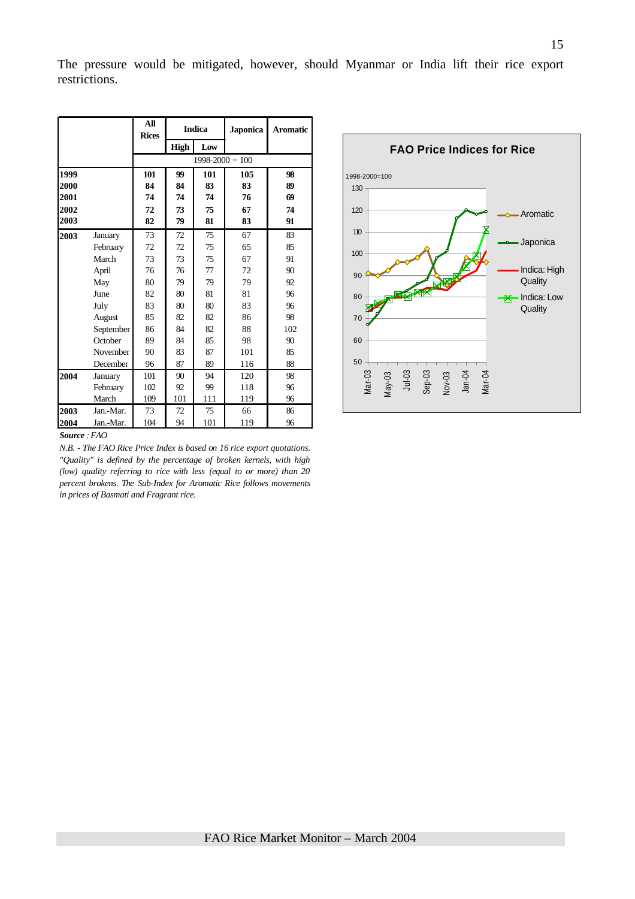The pressure would be mitigated, however, should Myanmar or India lift their rice export restrictions.

| | | All Rices | Indica | | Japonica | Aromatic |
|---|---|---|---|---|---|---|
| | | | High | Low | | |
| | | 1998-2000 = 100 | | | | |
| **1999** | | **101** | **99** | **101** | **105** | **98** |
| **2000** | | **84** | **84** | **83** | **83** | **89** |
| **2001** | | **74** | **74** | **74** | **76** | **69** |
| **2002** | | **72** | **73** | **75** | **67** | **74** |
| **2003** | | **82** | **79** | **81** | **83** | **91** |
| **2003** | January | 73 | 72 | 75 | 67 | 83 |
| | February | 72 | 72 | 75 | 65 | 85 |
| | March | 73 | 73 | 75 | 67 | 91 |
| | April | 76 | 76 | 77 | 72 | 90 |
| | May | 80 | 79 | 79 | 79 | 92 |
| | June | 82 | 80 | 81 | 81 | 96 |
| | July | 83 | 80 | 80 | 83 | 96 |
| | August | 85 | 82 | 82 | 86 | 98 |
| | September | 86 | 84 | 82 | 88 | 102 |
| | October | 89 | 84 | 85 | 98 | 90 |
| | November | 90 | 83 | 87 | 101 | 85 |
| | December | 96 | 87 | 89 | 116 | 88 |
| **2004** | January | 101 | 90 | 94 | 120 | 98 |
| | February | 102 | 92 | 99 | 118 | 96 |
| | March | 109 | 101 | 111 | 119 | 96 |
| **2003** | Jan.-Mar. | 73 | 72 | 75 | 66 | 86 |
| **2004** | Jan.-Mar. | 104 | 94 | 101 | 119 | 96 |

***Source** : FAO*

*N.B. - The FAO Rice Price Index is based on 16 rice export quotations. "Quality" is defined by the percentage of broken kernels, with high (low) quality referring to rice with less (equal to or more) than 20 percent brokens. The Sub-Index for Aromatic Rice follows movements in prices of Basmati and Fragrant rice.*

**FAO Price Indices for Rice**

1998-2000=100

Aromatic; Japonica; Indica: High Quality; Indica: Low Quality

Mar-03, May-03, Jul-03, Sep-03, Nov-03, Jan-04, Mar-04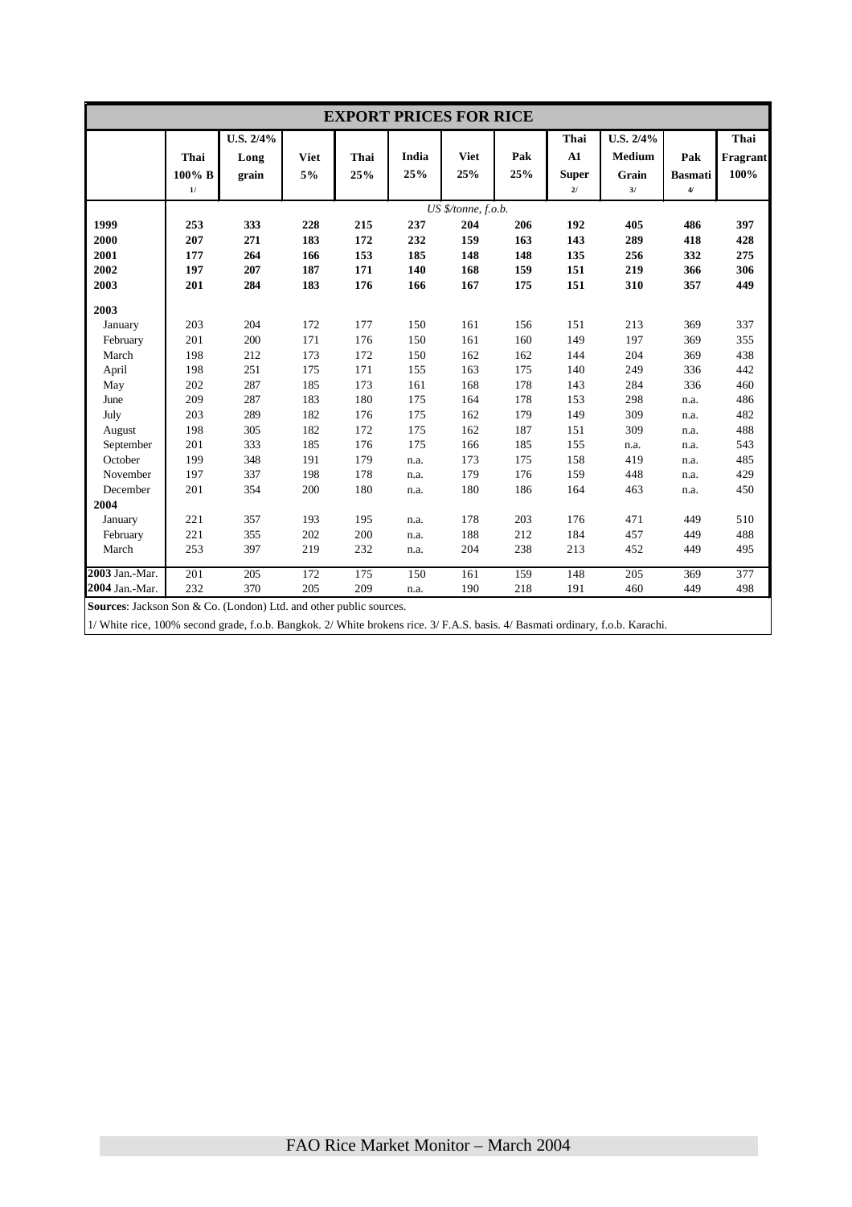## EXPORT PRICES FOR RICE

| | Thai 100% B 1/ | U.S. 2/4% Long grain | Viet 5% | Thai 25% | India 25% | Viet 25% | Pak 25% | Thai A1 Super 2/ | U.S. 2/4% Medium Grain 3/ | Pak Basmati 4/ | Thai Fragrant 100% |
|---|---|---|---|---|---|---|---|---|---|---|---|
| | | | | | | *US $/tonne, f.o.b.* | | | | | |
| **1999** | **253** | **333** | **228** | **215** | **237** | **204** | **206** | **192** | **405** | **486** | **397** |
| **2000** | **207** | **271** | **183** | **172** | **232** | **159** | **163** | **143** | **289** | **418** | **428** |
| **2001** | **177** | **264** | **166** | **153** | **185** | **148** | **148** | **135** | **256** | **332** | **275** |
| **2002** | **197** | **207** | **187** | **171** | **140** | **168** | **159** | **151** | **219** | **366** | **306** |
| **2003** | **201** | **284** | **183** | **176** | **166** | **167** | **175** | **151** | **310** | **357** | **449** |
| **2003** | | | | | | | | | | | |
| January | 203 | 204 | 172 | 177 | 150 | 161 | 156 | 151 | 213 | 369 | 337 |
| February | 201 | 200 | 171 | 176 | 150 | 161 | 160 | 149 | 197 | 369 | 355 |
| March | 198 | 212 | 173 | 172 | 150 | 162 | 162 | 144 | 204 | 369 | 438 |
| April | 198 | 251 | 175 | 171 | 155 | 163 | 175 | 140 | 249 | 336 | 442 |
| May | 202 | 287 | 185 | 173 | 161 | 168 | 178 | 143 | 284 | 336 | 460 |
| June | 209 | 287 | 183 | 180 | 175 | 164 | 178 | 153 | 298 | n.a. | 486 |
| July | 203 | 289 | 182 | 176 | 175 | 162 | 179 | 149 | 309 | n.a. | 482 |
| August | 198 | 305 | 182 | 172 | 175 | 162 | 187 | 151 | 309 | n.a. | 488 |
| September | 201 | 333 | 185 | 176 | 175 | 166 | 185 | 155 | n.a. | n.a. | 543 |
| October | 199 | 348 | 191 | 179 | n.a. | 173 | 175 | 158 | 419 | n.a. | 485 |
| November | 197 | 337 | 198 | 178 | n.a. | 179 | 176 | 159 | 448 | n.a. | 429 |
| December | 201 | 354 | 200 | 180 | n.a. | 180 | 186 | 164 | 463 | n.a. | 450 |
| **2004** | | | | | | | | | | | |
| January | 221 | 357 | 193 | 195 | n.a. | 178 | 203 | 176 | 471 | 449 | 510 |
| February | 221 | 355 | 202 | 200 | n.a. | 188 | 212 | 184 | 457 | 449 | 488 |
| March | 253 | 397 | 219 | 232 | n.a. | 204 | 238 | 213 | 452 | 449 | 495 |
| **2003** Jan.-Mar. | 201 | 205 | 172 | 175 | 150 | 161 | 159 | 148 | 205 | 369 | 377 |
| **2004** Jan.-Mar. | 232 | 370 | 205 | 209 | n.a. | 190 | 218 | 191 | 460 | 449 | 498 |

**Sources**: Jackson Son & Co. (London) Ltd. and other public sources.

1/ White rice, 100% second grade, f.o.b. Bangkok. 2/ White brokens rice. 3/ F.A.S. basis. 4/ Basmati ordinary, f.o.b. Karachi.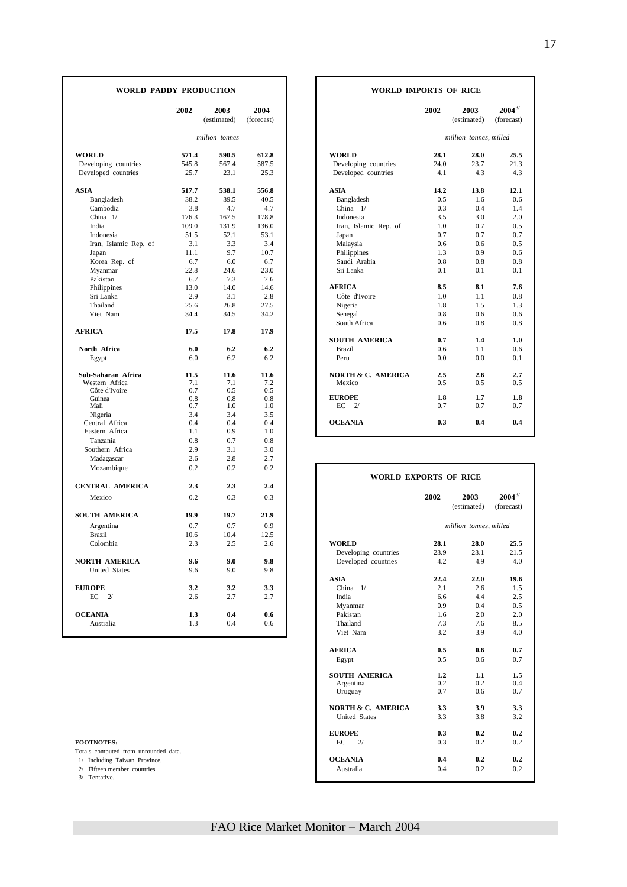## WORLD PADDY PRODUCTION

| | 2002 | 2003 (estimated) | 2004 (forecast) |
|---|---|---|---|
| | *million tonnes* | | |
| **WORLD** | **571.4** | **590.5** | **612.8** |
| Developing countries | 545.8 | 567.4 | 587.5 |
| Developed countries | 25.7 | 23.1 | 25.3 |
| **ASIA** | **517.7** | **538.1** | **556.8** |
| Bangladesh | 38.2 | 39.5 | 40.5 |
| Cambodia | 3.8 | 4.7 | 4.7 |
| China 1/ | 176.3 | 167.5 | 178.8 |
| India | 109.0 | 131.9 | 136.0 |
| Indonesia | 51.5 | 52.1 | 53.1 |
| Iran, Islamic Rep. of | 3.1 | 3.3 | 3.4 |
| Japan | 11.1 | 9.7 | 10.7 |
| Korea Rep. of | 6.7 | 6.0 | 6.7 |
| Myanmar | 22.8 | 24.6 | 23.0 |
| Pakistan | 6.7 | 7.3 | 7.6 |
| Philippines | 13.0 | 14.0 | 14.6 |
| Sri Lanka | 2.9 | 3.1 | 2.8 |
| Thailand | 25.6 | 26.8 | 27.5 |
| Viet Nam | 34.4 | 34.5 | 34.2 |
| **AFRICA** | **17.5** | **17.8** | **17.9** |
| **North Africa** | **6.0** | **6.2** | **6.2** |
| Egypt | 6.0 | 6.2 | 6.2 |
| **Sub-Saharan Africa** | **11.5** | **11.6** | **11.6** |
| Western Africa | 7.1 | 7.1 | 7.2 |
| Côte d'Ivoire | 0.7 | 0.5 | 0.5 |
| Guinea | 0.8 | 0.8 | 0.8 |
| Mali | 0.7 | 1.0 | 1.0 |
| Nigeria | 3.4 | 3.4 | 3.5 |
| Central Africa | 0.4 | 0.4 | 0.4 |
| Eastern Africa | 1.1 | 0.9 | 1.0 |
| Tanzania | 0.8 | 0.7 | 0.8 |
| Southern Africa | 2.9 | 3.1 | 3.0 |
| Madagascar | 2.6 | 2.8 | 2.7 |
| Mozambique | 0.2 | 0.2 | 0.2 |
| **CENTRAL AMERICA** | **2.3** | **2.3** | **2.4** |
| Mexico | 0.2 | 0.3 | 0.3 |
| **SOUTH AMERICA** | **19.9** | **19.7** | **21.9** |
| Argentina | 0.7 | 0.7 | 0.9 |
| Brazil | 10.6 | 10.4 | 12.5 |
| Colombia | 2.3 | 2.5 | 2.6 |
| **NORTH AMERICA** | **9.6** | **9.0** | **9.8** |
| United States | 9.6 | 9.0 | 9.8 |
| **EUROPE** | **3.2** | **3.2** | **3.3** |
| EC 2/ | 2.6 | 2.7 | 2.7 |
| **OCEANIA** | **1.3** | **0.4** | **0.6** |
| Australia | 1.3 | 0.4 | 0.6 |

## WORLD IMPORTS OF RICE

| | 2002 | 2003 (estimated) | 2004 3/ (forecast) |
|---|---|---|---|
| | *million tonnes, milled* | | |
| **WORLD** | **28.1** | **28.0** | **25.5** |
| Developing countries | 24.0 | 23.7 | 21.3 |
| Developed countries | 4.1 | 4.3 | 4.3 |
| **ASIA** | **14.2** | **13.8** | **12.1** |
| Bangladesh | 0.5 | 1.6 | 0.6 |
| China 1/ | 0.3 | 0.4 | 1.4 |
| Indonesia | 3.5 | 3.0 | 2.0 |
| Iran, Islamic Rep. of | 1.0 | 0.7 | 0.5 |
| Japan | 0.7 | 0.7 | 0.7 |
| Malaysia | 0.6 | 0.6 | 0.5 |
| Philippines | 1.3 | 0.9 | 0.6 |
| Saudi Arabia | 0.8 | 0.8 | 0.8 |
| Sri Lanka | 0.1 | 0.1 | 0.1 |
| **AFRICA** | **8.5** | **8.1** | **7.6** |
| Côte d'Ivoire | 1.0 | 1.1 | 0.8 |
| Nigeria | 1.8 | 1.5 | 1.3 |
| Senegal | 0.8 | 0.6 | 0.6 |
| South Africa | 0.6 | 0.8 | 0.8 |
| **SOUTH AMERICA** | **0.7** | **1.4** | **1.0** |
| Brazil | 0.6 | 1.1 | 0.6 |
| Peru | 0.0 | 0.0 | 0.1 |
| **NORTH & C. AMERICA** | **2.5** | **2.6** | **2.7** |
| Mexico | 0.5 | 0.5 | 0.5 |
| **EUROPE** | **1.8** | **1.7** | **1.8** |
| EC 2/ | 0.7 | 0.7 | 0.7 |
| **OCEANIA** | **0.3** | **0.4** | **0.4** |

## WORLD EXPORTS OF RICE

| | 2002 | 2003 (estimated) | 2004 3/ (forecast) |
|---|---|---|---|
| | *million tonnes, milled* | | |
| **WORLD** | **28.1** | **28.0** | **25.5** |
| Developing countries | 23.9 | 23.1 | 21.5 |
| Developed countries | 4.2 | 4.9 | 4.0 |
| **ASIA** | **22.4** | **22.0** | **19.6** |
| China 1/ | 2.1 | 2.6 | 1.5 |
| India | 6.6 | 4.4 | 2.5 |
| Myanmar | 0.9 | 0.4 | 0.5 |
| Pakistan | 1.6 | 2.0 | 2.0 |
| Thailand | 7.3 | 7.6 | 8.5 |
| Viet Nam | 3.2 | 3.9 | 4.0 |
| **AFRICA** | **0.5** | **0.6** | **0.7** |
| Egypt | 0.5 | 0.6 | 0.7 |
| **SOUTH AMERICA** | **1.2** | **1.1** | **1.5** |
| Argentina | 0.2 | 0.2 | 0.4 |
| Uruguay | 0.7 | 0.6 | 0.7 |
| **NORTH & C. AMERICA** | **3.3** | **3.9** | **3.3** |
| United States | 3.3 | 3.8 | 3.2 |
| **EUROPE** | **0.3** | **0.2** | **0.2** |
| EC 2/ | 0.3 | 0.2 | 0.2 |
| **OCEANIA** | **0.4** | **0.2** | **0.2** |
| Australia | 0.4 | 0.2 | 0.2 |

**FOOTNOTES:**

Totals computed from unrounded data.

1/ Including Taiwan Province.

2/ Fifteen member countries.

3/ Tentative.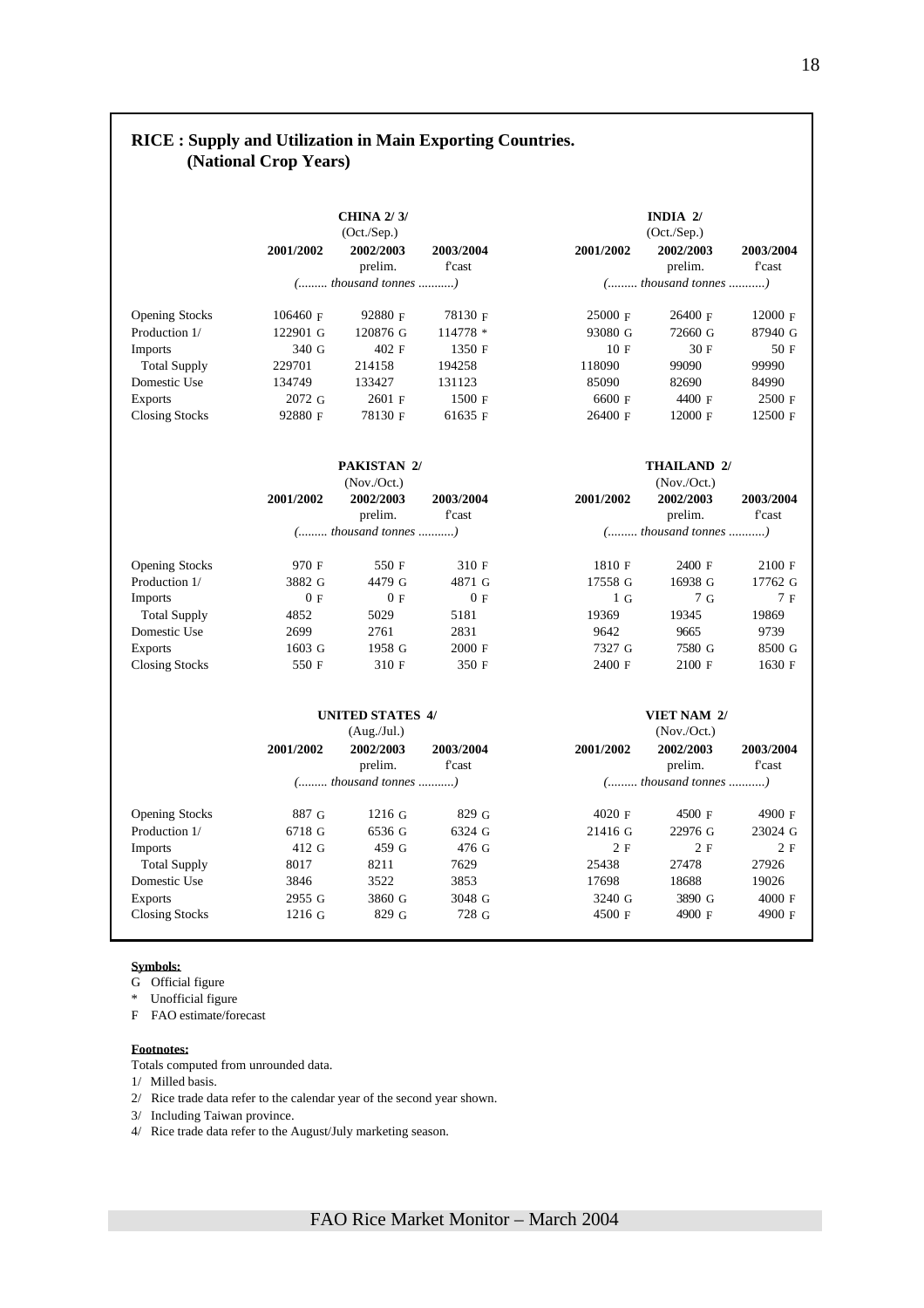## RICE : Supply and Utilization in Main Exporting Countries. (National Crop Years)

| | CHINA 2/ 3/ (Oct./Sep.) | | | INDIA 2/ (Oct./Sep.) | | |
|---|---|---|---|---|---|---|
| | 2001/2002 | 2002/2003 prelim. | 2003/2004 f'cast | 2001/2002 | 2002/2003 prelim. | 2003/2004 f'cast |
| | (......... thousand tonnes ...........) | | | (......... thousand tonnes ...........) | | |
| Opening Stocks | 106460 F | 92880 F | 78130 F | 25000 F | 26400 F | 12000 F |
| Production 1/ | 122901 G | 120876 G | 114778 * | 93080 G | 72660 G | 87940 G |
| Imports | 340 G | 402 F | 1350 F | 10 F | 30 F | 50 F |
| Total Supply | 229701 | 214158 | 194258 | 118090 | 99090 | 99990 |
| Domestic Use | 134749 | 133427 | 131123 | 85090 | 82690 | 84990 |
| Exports | 2072 G | 2601 F | 1500 F | 6600 F | 4400 F | 2500 F |
| Closing Stocks | 92880 F | 78130 F | 61635 F | 26400 F | 12000 F | 12500 F |

| | PAKISTAN 2/ (Nov./Oct.) | | | THAILAND 2/ (Nov./Oct.) | | |
|---|---|---|---|---|---|---|
| | 2001/2002 | 2002/2003 prelim. | 2003/2004 f'cast | 2001/2002 | 2002/2003 prelim. | 2003/2004 f'cast |
| | (......... thousand tonnes ...........) | | | (......... thousand tonnes ...........) | | |
| Opening Stocks | 970 F | 550 F | 310 F | 1810 F | 2400 F | 2100 F |
| Production 1/ | 3882 G | 4479 G | 4871 G | 17558 G | 16938 G | 17762 G |
| Imports | 0 F | 0 F | 0 F | 1 G | 7 G | 7 F |
| Total Supply | 4852 | 5029 | 5181 | 19369 | 19345 | 19869 |
| Domestic Use | 2699 | 2761 | 2831 | 9642 | 9665 | 9739 |
| Exports | 1603 G | 1958 G | 2000 F | 7327 G | 7580 G | 8500 G |
| Closing Stocks | 550 F | 310 F | 350 F | 2400 F | 2100 F | 1630 F |

| | UNITED STATES 4/ (Aug./Jul.) | | | VIET NAM 2/ (Nov./Oct.) | | |
|---|---|---|---|---|---|---|
| | 2001/2002 | 2002/2003 prelim. | 2003/2004 f'cast | 2001/2002 | 2002/2003 prelim. | 2003/2004 f'cast |
| | (......... thousand tonnes ...........) | | | (......... thousand tonnes ...........) | | |
| Opening Stocks | 887 G | 1216 G | 829 G | 4020 F | 4500 F | 4900 F |
| Production 1/ | 6718 G | 6536 G | 6324 G | 21416 G | 22976 G | 23024 G |
| Imports | 412 G | 459 G | 476 G | 2 F | 2 F | 2 F |
| Total Supply | 8017 | 8211 | 7629 | 25438 | 27478 | 27926 |
| Domestic Use | 3846 | 3522 | 3853 | 17698 | 18688 | 19026 |
| Exports | 2955 G | 3860 G | 3048 G | 3240 G | 3890 G | 4000 F |
| Closing Stocks | 1216 G | 829 G | 728 G | 4500 F | 4900 F | 4900 F |

**Symbols:**

G Official figure
\* Unofficial figure
F FAO estimate/forecast

**Footnotes:**

Totals computed from unrounded data.
1/ Milled basis.
2/ Rice trade data refer to the calendar year of the second year shown.
3/ Including Taiwan province.
4/ Rice trade data refer to the August/July marketing season.